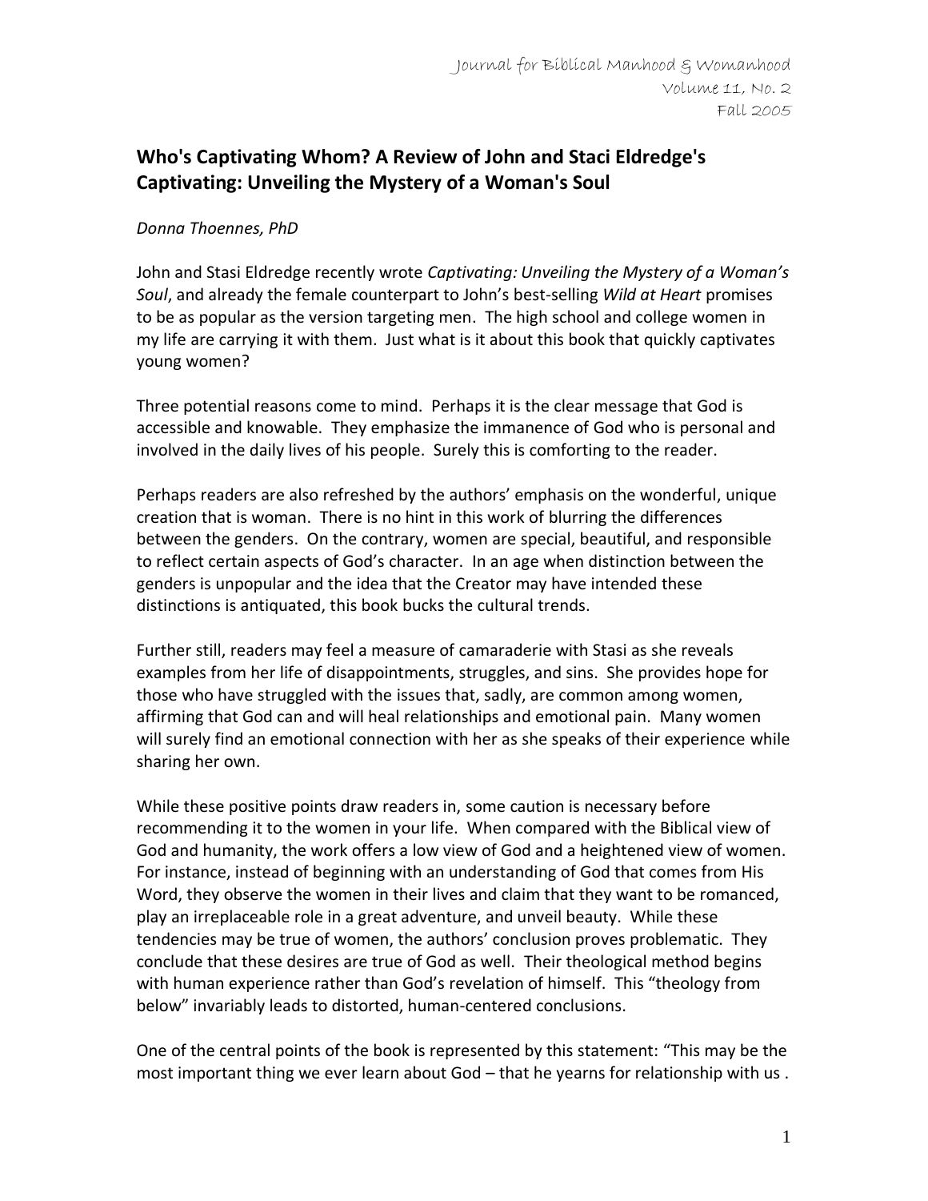# Who's Captivating Whom? A Review of John and Staci Eldredge's Captivating: Unveiling the Mystery of a Woman's Soul

*Donna Thoennes, PhD*

John and Stasi Eldredge recently wrote *Captivating: Unveiling the Mystery of a Woman's Soul*, and already the female counterpart to John's best-selling *Wild at Heart* promises to be as popular as the version targeting men. The high school and college women in my life are carrying it with them. Just what is it about this book that quickly captivates young women?

Three potential reasons come to mind. Perhaps it is the clear message that God is accessible and knowable. They emphasize the immanence of God who is personal and involved in the daily lives of his people. Surely this is comforting to the reader.

Perhaps readers are also refreshed by the authors' emphasis on the wonderful, unique creation that is woman. There is no hint in this work of blurring the differences between the genders. On the contrary, women are special, beautiful, and responsible to reflect certain aspects of God's character. In an age when distinction between the genders is unpopular and the idea that the Creator may have intended these distinctions is antiquated, this book bucks the cultural trends.

Further still, readers may feel a measure of camaraderie with Stasi as she reveals examples from her life of disappointments, struggles, and sins. She provides hope for those who have struggled with the issues that, sadly, are common among women, affirming that God can and will heal relationships and emotional pain. Many women will surely find an emotional connection with her as she speaks of their experience while sharing her own.

While these positive points draw readers in, some caution is necessary before recommending it to the women in your life. When compared with the Biblical view of God and humanity, the work offers a low view of God and a heightened view of women. For instance, instead of beginning with an understanding of God that comes from His Word, they observe the women in their lives and claim that they want to be romanced, play an irreplaceable role in a great adventure, and unveil beauty. While these tendencies may be true of women, the authors' conclusion proves problematic. They conclude that these desires are true of God as well. Their theological method begins with human experience rather than God's revelation of himself. This "theology from below" invariably leads to distorted, human-centered conclusions.

One of the central points of the book is represented by this statement: "This may be the most important thing we ever learn about God – that he yearns for relationship with us .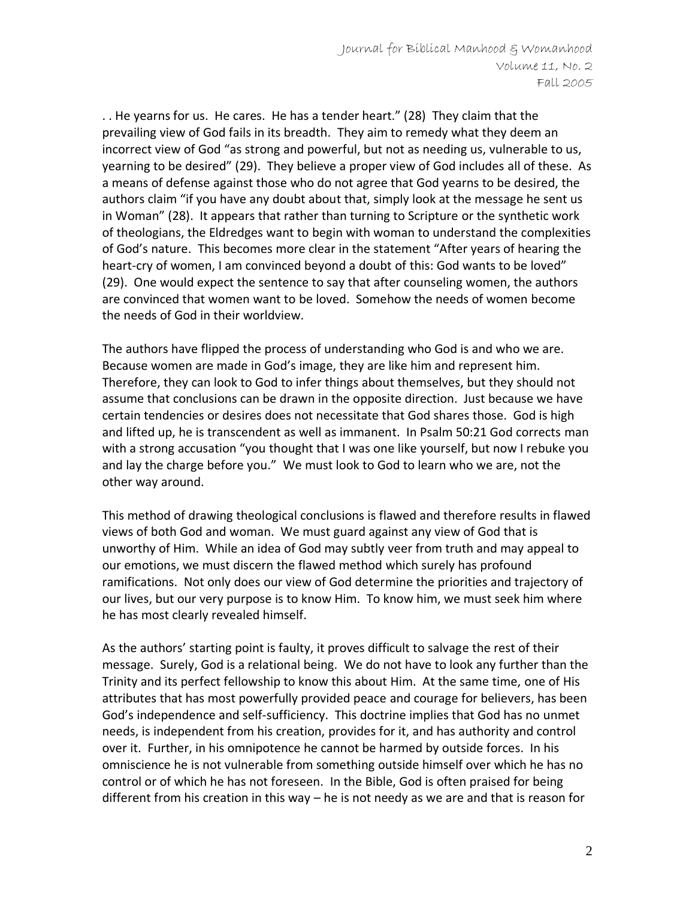. . He yearns for us. He cares. He has a tender heart." (28) They claim that the prevailing view of God fails in its breadth. They aim to remedy what they deem an incorrect view of God "as strong and powerful, but not as needing us, vulnerable to us, yearning to be desired" (29). They believe a proper view of God includes all of these. As a means of defense against those who do not agree that God yearns to be desired, the authors claim "if you have any doubt about that, simply look at the message he sent us in Woman" (28). It appears that rather than turning to Scripture or the synthetic work of theologians, the Eldredges want to begin with woman to understand the complexities of God's nature. This becomes more clear in the statement "After years of hearing the heart-cry of women, I am convinced beyond a doubt of this: God wants to be loved" (29). One would expect the sentence to say that after counseling women, the authors are convinced that women want to be loved. Somehow the needs of women become the needs of God in their worldview.

The authors have flipped the process of understanding who God is and who we are. Because women are made in God's image, they are like him and represent him. Therefore, they can look to God to infer things about themselves, but they should not assume that conclusions can be drawn in the opposite direction. Just because we have certain tendencies or desires does not necessitate that God shares those. God is high and lifted up, he is transcendent as well as immanent. In Psalm 50:21 God corrects man with a strong accusation "you thought that I was one like yourself, but now I rebuke you and lay the charge before you." We must look to God to learn who we are, not the other way around.

This method of drawing theological conclusions is flawed and therefore results in flawed views of both God and woman. We must guard against any view of God that is unworthy of Him. While an idea of God may subtly veer from truth and may appeal to our emotions, we must discern the flawed method which surely has profound ramifications. Not only does our view of God determine the priorities and trajectory of our lives, but our very purpose is to know Him. To know him, we must seek him where he has most clearly revealed himself.

As the authors' starting point is faulty, it proves difficult to salvage the rest of their message. Surely, God is a relational being. We do not have to look any further than the Trinity and its perfect fellowship to know this about Him. At the same time, one of His attributes that has most powerfully provided peace and courage for believers, has been God's independence and self-sufficiency. This doctrine implies that God has no unmet needs, is independent from his creation, provides for it, and has authority and control over it. Further, in his omnipotence he cannot be harmed by outside forces. In his omniscience he is not vulnerable from something outside himself over which he has no control or of which he has not foreseen. In the Bible, God is often praised for being different from his creation in this way – he is not needy as we are and that is reason for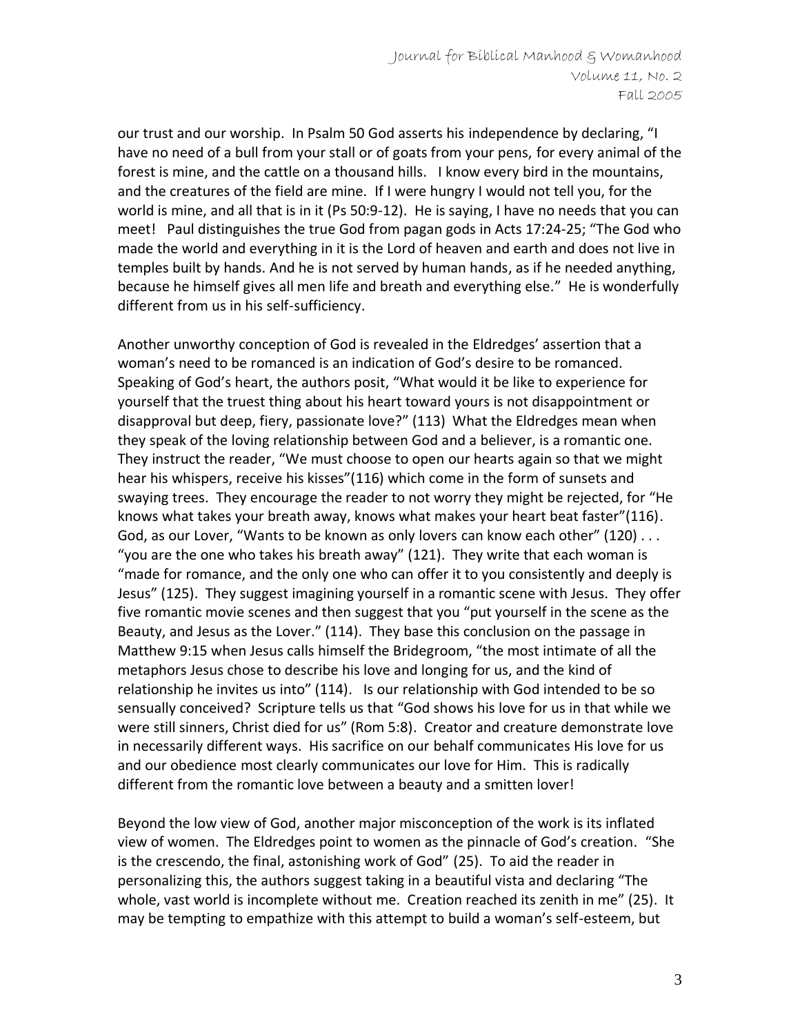our trust and our worship. In Psalm 50 God asserts his independence by declaring, "I have no need of a bull from your stall or of goats from your pens, for every animal of the forest is mine, and the cattle on a thousand hills. I know every bird in the mountains, and the creatures of the field are mine. If I were hungry I would not tell you, for the world is mine, and all that is in it (Ps 50:9-12). He is saying, I have no needs that you can meet! Paul distinguishes the true God from pagan gods in Acts 17:24-25; "The God who made the world and everything in it is the Lord of heaven and earth and does not live in temples built by hands. And he is not served by human hands, as if he needed anything, because he himself gives all men life and breath and everything else." He is wonderfully different from us in his self-sufficiency.

Another unworthy conception of God is revealed in the Eldredges' assertion that a woman's need to be romanced is an indication of God's desire to be romanced. Speaking of God's heart, the authors posit, "What would it be like to experience for yourself that the truest thing about his heart toward yours is not disappointment or disapproval but deep, fiery, passionate love?" (113) What the Eldredges mean when they speak of the loving relationship between God and a believer, is a romantic one. They instruct the reader, "We must choose to open our hearts again so that we might hear his whispers, receive his kisses"(116) which come in the form of sunsets and swaying trees. They encourage the reader to not worry they might be rejected, for "He knows what takes your breath away, knows what makes your heart beat faster"(116). God, as our Lover, "Wants to be known as only lovers can know each other" (120) . . . "you are the one who takes his breath away" (121). They write that each woman is "made for romance, and the only one who can offer it to you consistently and deeply is Jesus" (125). They suggest imagining yourself in a romantic scene with Jesus. They offer five romantic movie scenes and then suggest that you "put yourself in the scene as the Beauty, and Jesus as the Lover." (114). They base this conclusion on the passage in Matthew 9:15 when Jesus calls himself the Bridegroom, "the most intimate of all the metaphors Jesus chose to describe his love and longing for us, and the kind of relationship he invites us into" (114). Is our relationship with God intended to be so sensually conceived? Scripture tells us that "God shows his love for us in that while we were still sinners, Christ died for us" (Rom 5:8). Creator and creature demonstrate love in necessarily different ways. His sacrifice on our behalf communicates His love for us and our obedience most clearly communicates our love for Him. This is radically different from the romantic love between a beauty and a smitten lover!

Beyond the low view of God, another major misconception of the work is its inflated view of women. The Eldredges point to women as the pinnacle of God's creation. "She is the crescendo, the final, astonishing work of God" (25). To aid the reader in personalizing this, the authors suggest taking in a beautiful vista and declaring "The whole, vast world is incomplete without me. Creation reached its zenith in me" (25). It may be tempting to empathize with this attempt to build a woman's self-esteem, but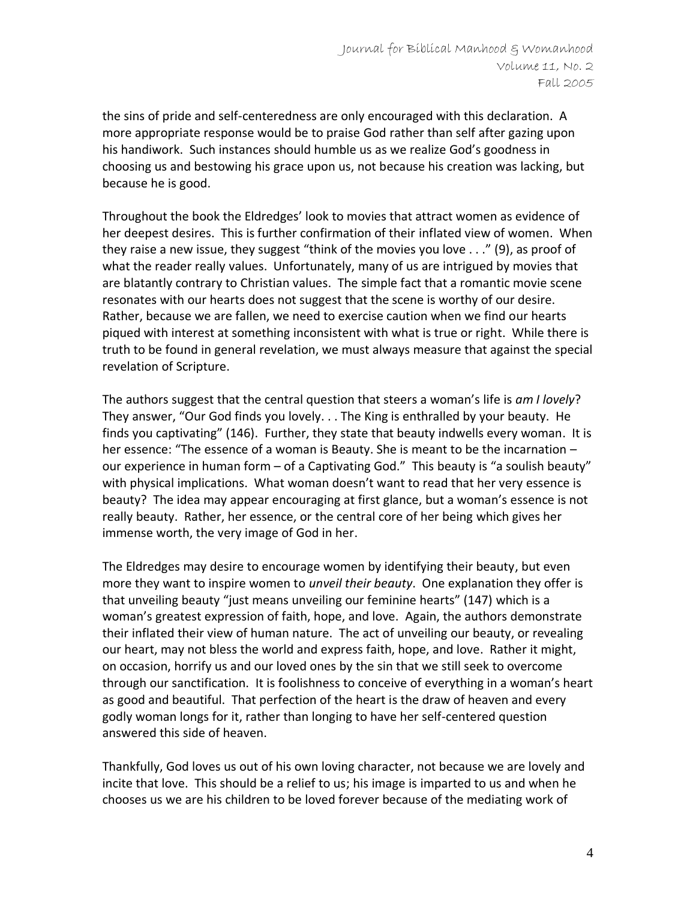the sins of pride and self-centeredness are only encouraged with this declaration. A more appropriate response would be to praise God rather than self after gazing upon his handiwork. Such instances should humble us as we realize God's goodness in choosing us and bestowing his grace upon us, not because his creation was lacking, but because he is good.

Throughout the book the Eldredges' look to movies that attract women as evidence of her deepest desires. This is further confirmation of their inflated view of women. When they raise a new issue, they suggest "think of the movies you love . . ." (9), as proof of what the reader really values. Unfortunately, many of us are intrigued by movies that are blatantly contrary to Christian values. The simple fact that a romantic movie scene resonates with our hearts does not suggest that the scene is worthy of our desire. Rather, because we are fallen, we need to exercise caution when we find our hearts piqued with interest at something inconsistent with what is true or right. While there is truth to be found in general revelation, we must always measure that against the special revelation of Scripture.

The authors suggest that the central question that steers a woman's life is *am I lovely*? They answer, "Our God finds you lovely. . . The King is enthralled by your beauty. He finds you captivating" (146). Further, they state that beauty indwells every woman. It is her essence: "The essence of a woman is Beauty. She is meant to be the incarnation – our experience in human form – of a Captivating God." This beauty is "a soulish beauty" with physical implications. What woman doesn't want to read that her very essence is beauty? The idea may appear encouraging at first glance, but a woman's essence is not really beauty. Rather, her essence, or the central core of her being which gives her immense worth, the very image of God in her.

The Eldredges may desire to encourage women by identifying their beauty, but even more they want to inspire women to *unveil their beauty*. One explanation they offer is that unveiling beauty "just means unveiling our feminine hearts" (147) which is a woman's greatest expression of faith, hope, and love. Again, the authors demonstrate their inflated their view of human nature. The act of unveiling our beauty, or revealing our heart, may not bless the world and express faith, hope, and love. Rather it might, on occasion, horrify us and our loved ones by the sin that we still seek to overcome through our sanctification. It is foolishness to conceive of everything in a woman's heart as good and beautiful. That perfection of the heart is the draw of heaven and every godly woman longs for it, rather than longing to have her self-centered question answered this side of heaven.

Thankfully, God loves us out of his own loving character, not because we are lovely and incite that love. This should be a relief to us; his image is imparted to us and when he chooses us we are his children to be loved forever because of the mediating work of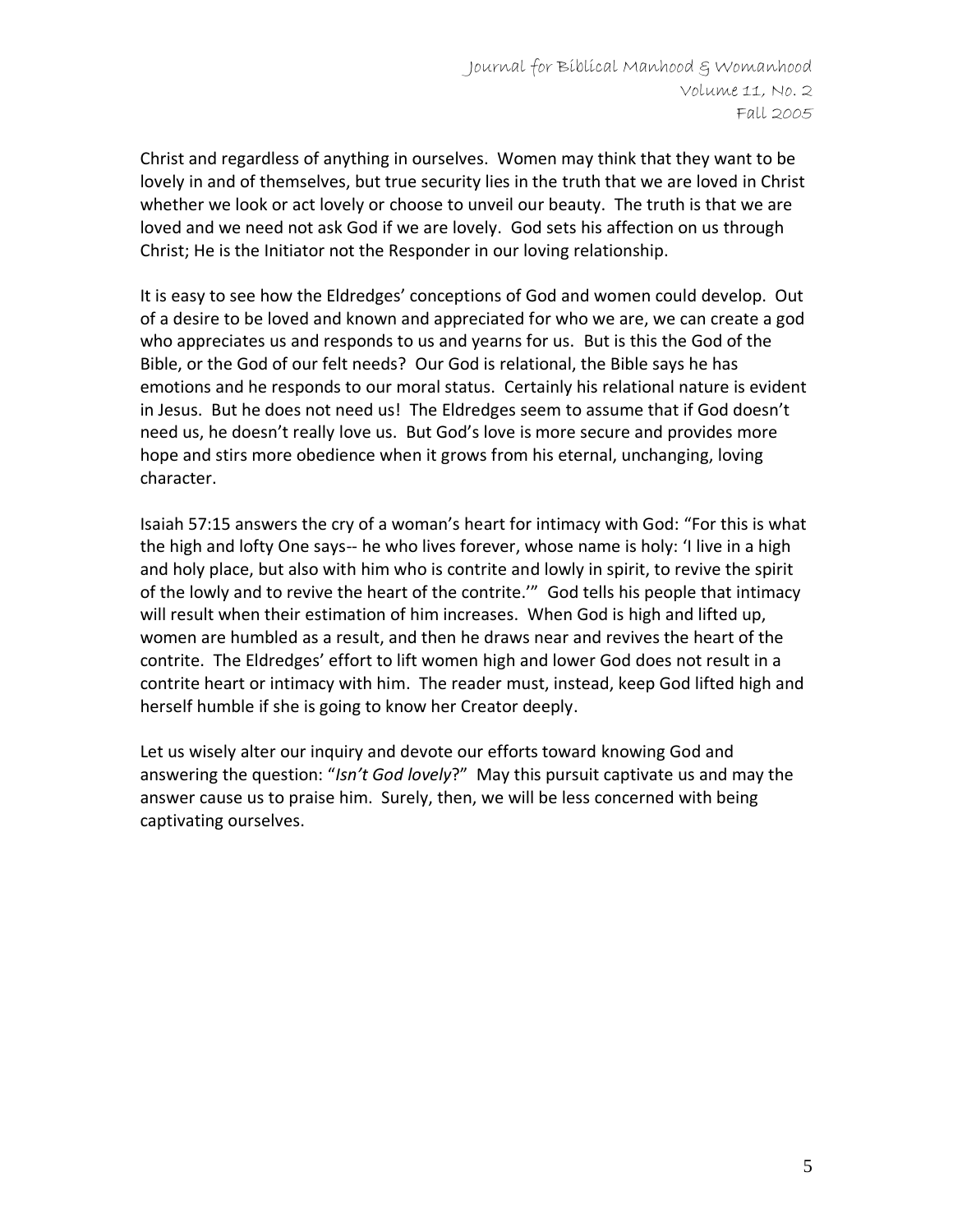Christ and regardless of anything in ourselves. Women may think that they want to be lovely in and of themselves, but true security lies in the truth that we are loved in Christ whether we look or act lovely or choose to unveil our beauty. The truth is that we are loved and we need not ask God if we are lovely. God sets his affection on us through Christ; He is the Initiator not the Responder in our loving relationship.

It is easy to see how the Eldredges' conceptions of God and women could develop. Out of a desire to be loved and known and appreciated for who we are, we can create a god who appreciates us and responds to us and yearns for us. But is this the God of the Bible, or the God of our felt needs? Our God is relational, the Bible says he has emotions and he responds to our moral status. Certainly his relational nature is evident in Jesus. But he does not need us! The Eldredges seem to assume that if God doesn't need us, he doesn't really love us. But God's love is more secure and provides more hope and stirs more obedience when it grows from his eternal, unchanging, loving character.

Isaiah 57:15 answers the cry of a woman's heart for intimacy with God: "For this is what the high and lofty One says-- he who lives forever, whose name is holy: 'I live in a high and holy place, but also with him who is contrite and lowly in spirit, to revive the spirit of the lowly and to revive the heart of the contrite.'" God tells his people that intimacy will result when their estimation of him increases. When God is high and lifted up, women are humbled as a result, and then he draws near and revives the heart of the contrite. The Eldredges' effort to lift women high and lower God does not result in a contrite heart or intimacy with him. The reader must, instead, keep God lifted high and herself humble if she is going to know her Creator deeply.

Let us wisely alter our inquiry and devote our efforts toward knowing God and answering the question: "*Isn't God lovely*?" May this pursuit captivate us and may the answer cause us to praise him. Surely, then, we will be less concerned with being captivating ourselves.